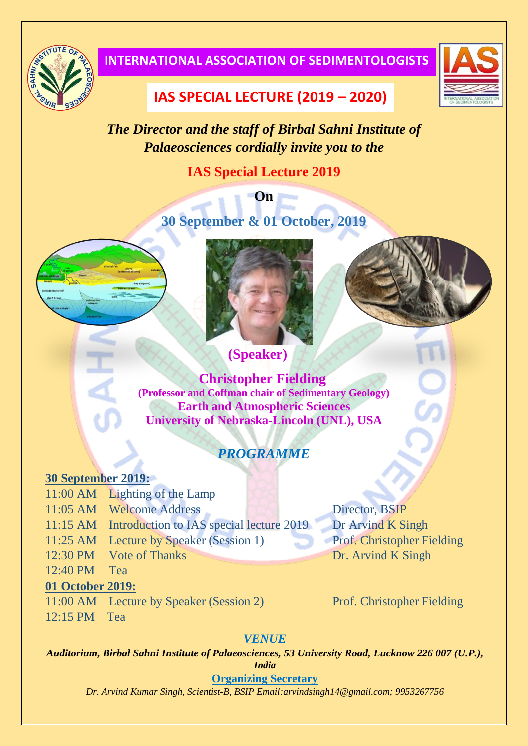# INTERNATIONAL ASSOCIATION OF SEDIMENTOLOGISTS

## IAS SPECIAL LECTURE (2019 – 2020)

***The Director and the staff of Birbal Sahni Institute of Palaeosciences cordially invite you to the***

**IAS Special Lecture 2019**

**On**

**30 September & 01 October, 2019**

**(Speaker)**

**Christopher Fielding**
**(Professor and Coffman chair of Sedimentary Geology)**
**Earth and Atmospheric Sciences**
**University of Nebraska-Lincoln (UNL), USA**

## *PROGRAMME*

**30 September 2019:**

| | | |
|---|---|---|
| 11:00 AM | Lighting of the Lamp | |
| 11:05 AM | Welcome Address | Director, BSIP |
| 11:15 AM | Introduction to IAS special lecture 2019 | Dr Arvind K Singh |
| 11:25 AM | Lecture by Speaker (Session 1) | Prof. Christopher Fielding |
| 12:30 PM | Vote of Thanks | Dr. Arvind K Singh |
| 12:40 PM | Tea | |

**01 October 2019:**

| | | |
|---|---|---|
| 11:00 AM | Lecture by Speaker (Session 2) | Prof. Christopher Fielding |
| 12:15 PM | Tea | |

*VENUE*

***Auditorium, Birbal Sahni Institute of Palaeosciences, 53 University Road, Lucknow 226 007 (U.P.), India***

**Organizing Secretary**

*Dr. Arvind Kumar Singh, Scientist-B, BSIP Email:arvindsingh14@gmail.com; 9953267756*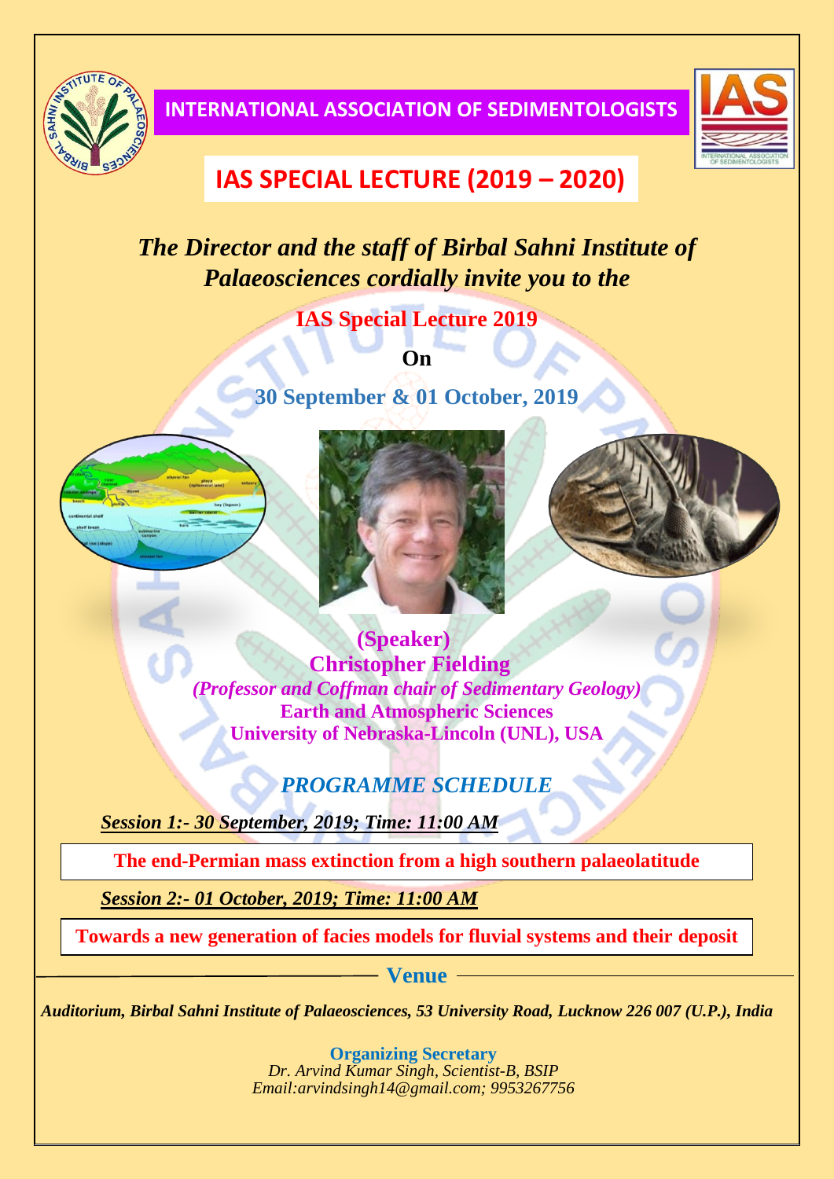**INTERNATIONAL ASSOCIATION OF SEDIMENTOLOGISTS**

# IAS SPECIAL LECTURE (2019 – 2020)

*The Director and the staff of Birbal Sahni Institute of Palaeosciences cordially invite you to the*

**IAS Special Lecture 2019**

**On**

**30 September & 01 October, 2019**

**(Speaker)**
**Christopher Fielding**
***(Professor and Coffman chair of Sedimentary Geology)***
**Earth and Atmospheric Sciences**
**University of Nebraska-Lincoln (UNL), USA**

## *PROGRAMME SCHEDULE*

***Session 1:- 30 September, 2019; Time: 11:00 AM***

**The end-Permian mass extinction from a high southern palaeolatitude**

***Session 2:- 01 October, 2019; Time: 11:00 AM***

**Towards a new generation of facies models for fluvial systems and their deposit**

**Venue**

***Auditorium, Birbal Sahni Institute of Palaeosciences, 53 University Road, Lucknow 226 007 (U.P.), India***

**Organizing Secretary**
*Dr. Arvind Kumar Singh, Scientist-B, BSIP*
*Email:arvindsingh14@gmail.com; 9953267756*